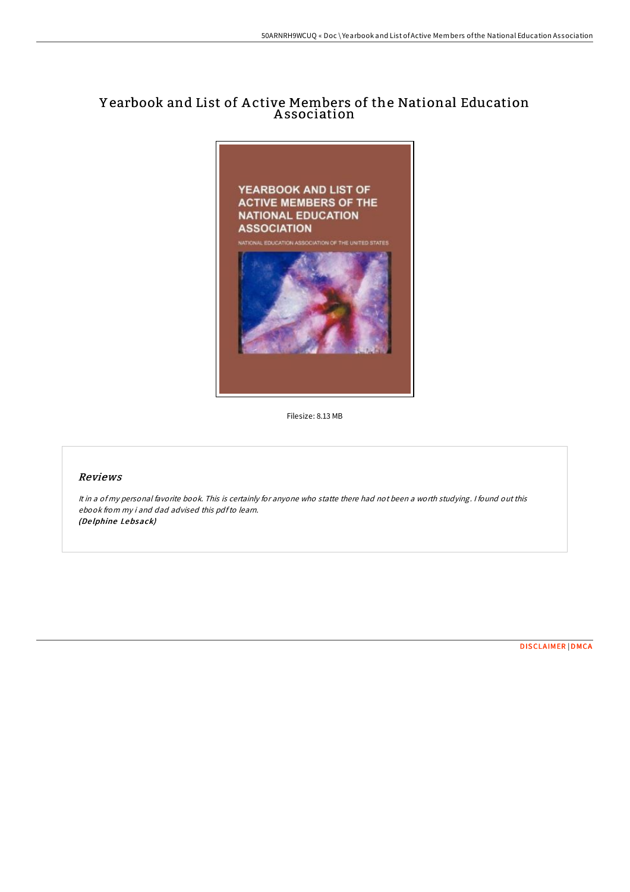# Yearbook and List of Active Members of the National Education Association

Filesize: 8.13 MB

## Reviews

*It in a of my personal favorite book. This is certainly for anyone who statte there had not been a worth studying. I found out this ebook from my i and dad advised this pdf to learn.*
***(Delphine Lebsack)***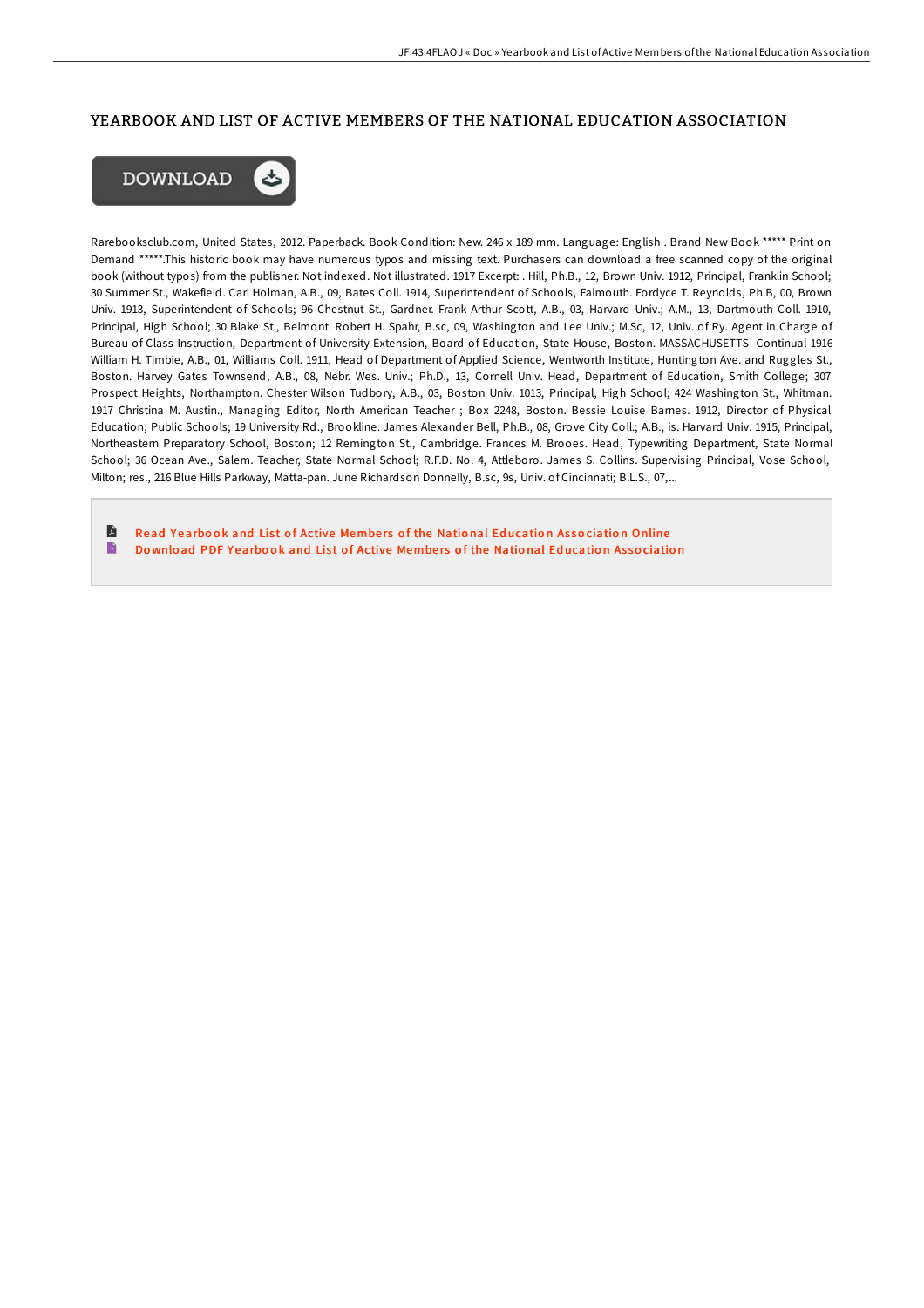# YEARBOOK AND LIST OF ACTIVE MEMBERS OF THE NATIONAL EDUCATION ASSOCIATION

DOWNLOAD

Rarebooksclub.com, United States, 2012. Paperback. Book Condition: New. 246 x 189 mm. Language: English . Brand New Book ***** Print on Demand *****.This historic book may have numerous typos and missing text. Purchasers can download a free scanned copy of the original book (without typos) from the publisher. Not indexed. Not illustrated. 1917 Excerpt: . Hill, Ph.B., 12, Brown Univ. 1912, Principal, Franklin School; 30 Summer St., Wakefield. Carl Holman, A.B., 09, Bates Coll. 1914, Superintendent of Schools, Falmouth. Fordyce T. Reynolds, Ph.B, 00, Brown Univ. 1913, Superintendent of Schools; 96 Chestnut St., Gardner. Frank Arthur Scott, A.B., 03, Harvard Univ.; A.M., 13, Dartmouth Coll. 1910, Principal, High School; 30 Blake St., Belmont. Robert H. Spahr, B.sc, 09, Washington and Lee Univ.; M.Sc, 12, Univ. of Ry. Agent in Charge of Bureau of Class Instruction, Department of University Extension, Board of Education, State House, Boston. MASSACHUSETTS--Continual 1916 William H. Timbie, A.B., 01, Williams Coll. 1911, Head of Department of Applied Science, Wentworth Institute, Huntington Ave. and Ruggles St., Boston. Harvey Gates Townsend, A.B., 08, Nebr. Wes. Univ.; Ph.D., 13, Cornell Univ. Head, Department of Education, Smith College; 307 Prospect Heights, Northampton. Chester Wilson Tudbory, A.B., 03, Boston Univ. 1013, Principal, High School; 424 Washington St., Whitman. 1917 Christina M. Austin., Managing Editor, North American Teacher ; Box 2248, Boston. Bessie Louise Barnes. 1912, Director of Physical Education, Public Schools; 19 University Rd., Brookline. James Alexander Bell, Ph.B., 08, Grove City Coll.; A.B., is. Harvard Univ. 1915, Principal, Northeastern Preparatory School, Boston; 12 Remington St., Cambridge. Frances M. Brooes. Head, Typewriting Department, State Normal School; 36 Ocean Ave., Salem. Teacher, State Normal School; R.F.D. No. 4, Attleboro. James S. Collins. Supervising Principal, Vose School, Milton; res., 216 Blue Hills Parkway, Matta-pan. June Richardson Donnelly, B.sc, 9s, Univ. of Cincinnati; B.L.S., 07,...

Read Yearbook and List of Active Members of the National Education Association Online
Download PDF Yearbook and List of Active Members of the National Education Association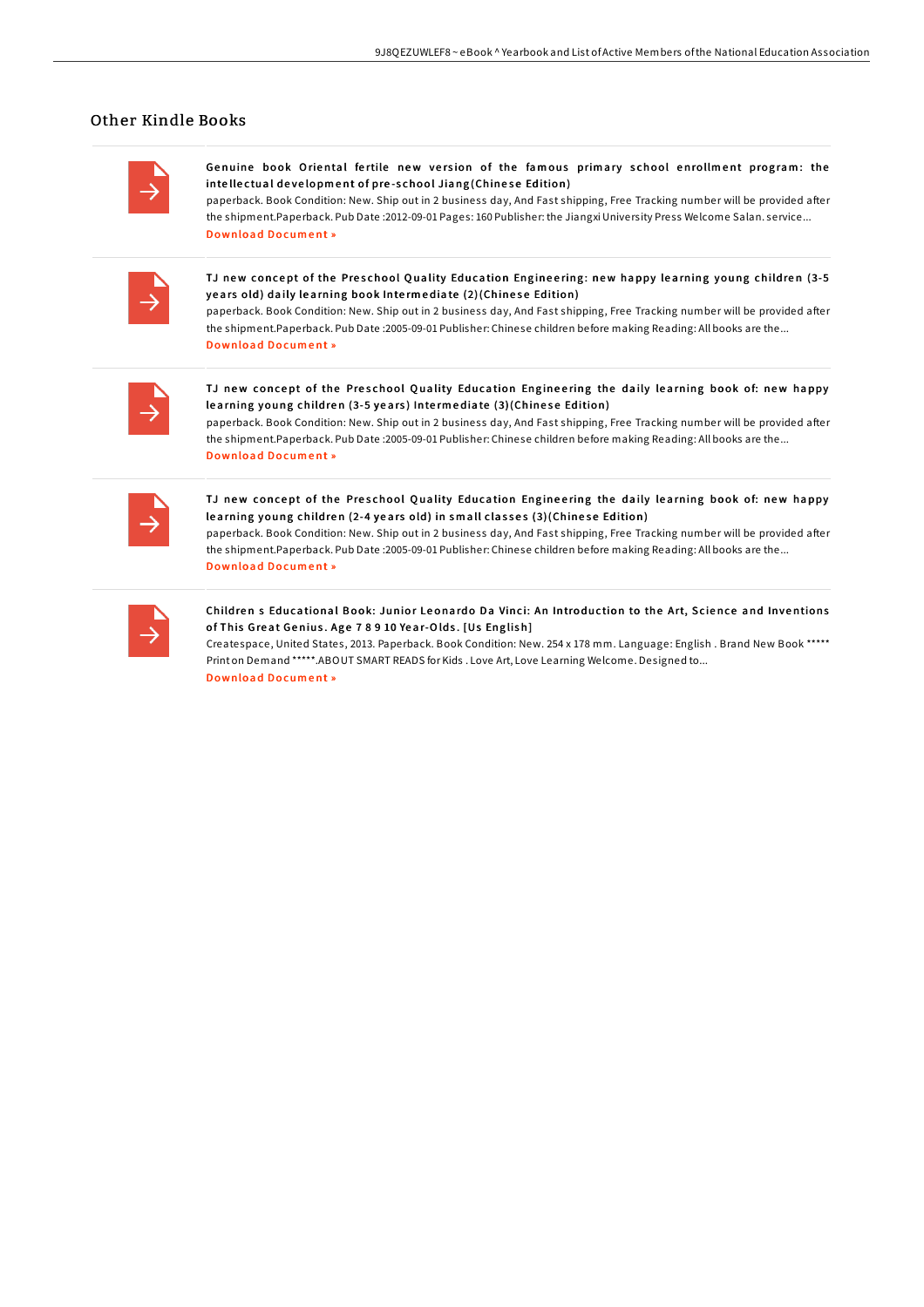## Other Kindle Books

**Genuine book Oriental fertile new version of the famous primary school enrollment program: the intellectual development of pre-school Jiang(Chinese Edition)**

paperback. Book Condition: New. Ship out in 2 business day, And Fast shipping, Free Tracking number will be provided after the shipment.Paperback. Pub Date :2012-09-01 Pages: 160 Publisher: the Jiangxi University Press Welcome Salan. service...

Download Document »

**TJ new concept of the Preschool Quality Education Engineering: new happy learning young children (3-5 years old) daily learning book Intermediate (2)(Chinese Edition)**

paperback. Book Condition: New. Ship out in 2 business day, And Fast shipping, Free Tracking number will be provided after the shipment.Paperback. Pub Date :2005-09-01 Publisher: Chinese children before making Reading: All books are the...

Download Document »

**TJ new concept of the Preschool Quality Education Engineering the daily learning book of: new happy learning young children (3-5 years) Intermediate (3)(Chinese Edition)**

paperback. Book Condition: New. Ship out in 2 business day, And Fast shipping, Free Tracking number will be provided after the shipment.Paperback. Pub Date :2005-09-01 Publisher: Chinese children before making Reading: All books are the...

Download Document »

**TJ new concept of the Preschool Quality Education Engineering the daily learning book of: new happy learning young children (2-4 years old) in small classes (3)(Chinese Edition)**

paperback. Book Condition: New. Ship out in 2 business day, And Fast shipping, Free Tracking number will be provided after the shipment.Paperback. Pub Date :2005-09-01 Publisher: Chinese children before making Reading: All books are the...

Download Document »

**Children s Educational Book: Junior Leonardo Da Vinci: An Introduction to the Art, Science and Inventions of This Great Genius. Age 7 8 9 10 Year-Olds. [Us English]**

Createspace, United States, 2013. Paperback. Book Condition: New. 254 x 178 mm. Language: English . Brand New Book ***** Print on Demand *****.ABOUT SMART READS for Kids . Love Art, Love Learning Welcome. Designed to...

Download Document »